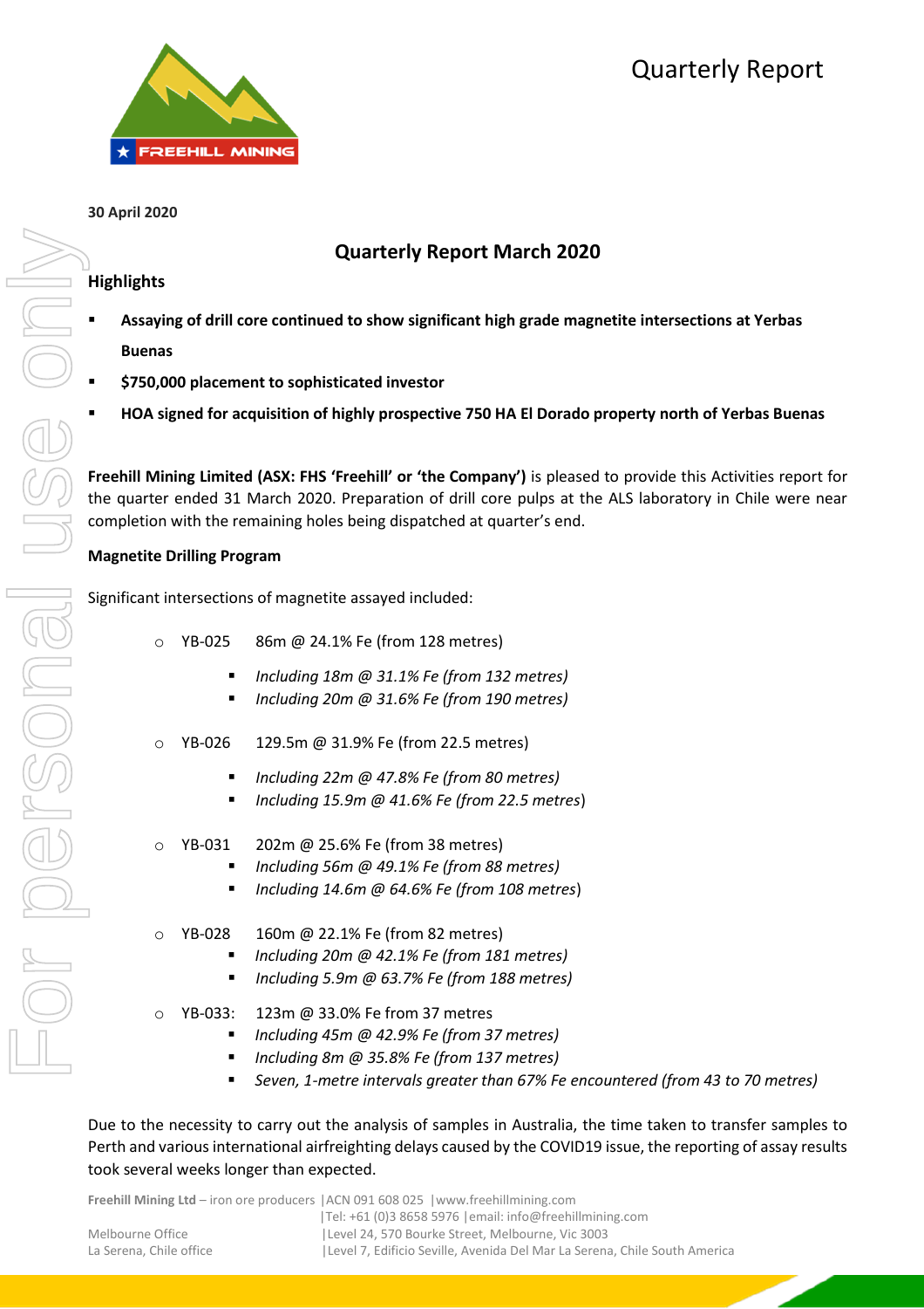# Quarterly Report

**30 April 2020**

## Quarterly Report March 2020

### Highlights

- **Assaying of drill core continued to show significant high grade magnetite intersections at Yerbas Buenas**
- **$750,000 placement to sophisticated investor**
- **HOA signed for acquisition of highly prospective 750 HA El Dorado property north of Yerbas Buenas**

**Freehill Mining Limited (ASX: FHS 'Freehill' or 'the Company')** is pleased to provide this Activities report for the quarter ended 31 March 2020. Preparation of drill core pulps at the ALS laboratory in Chile were near completion with the remaining holes being dispatched at quarter's end.

### Magnetite Drilling Program

Significant intersections of magnetite assayed included:

- YB-025 86m @ 24.1% Fe (from 128 metres)
  - *Including 18m @ 31.1% Fe (from 132 metres)*
  - *Including 20m @ 31.6% Fe (from 190 metres)*
- YB-026 129.5m @ 31.9% Fe (from 22.5 metres)
  - *Including 22m @ 47.8% Fe (from 80 metres)*
  - *Including 15.9m @ 41.6% Fe (from 22.5 metres)*
- YB-031 202m @ 25.6% Fe (from 38 metres)
  - *Including 56m @ 49.1% Fe (from 88 metres)*
  - *Including 14.6m @ 64.6% Fe (from 108 metres)*
- YB-028 160m @ 22.1% Fe (from 82 metres)
  - *Including 20m @ 42.1% Fe (from 181 metres)*
  - *Including 5.9m @ 63.7% Fe (from 188 metres)*
- YB-033: 123m @ 33.0% Fe from 37 metres
  - *Including 45m @ 42.9% Fe (from 37 metres)*
  - *Including 8m @ 35.8% Fe (from 137 metres)*
  - *Seven, 1-metre intervals greater than 67% Fe encountered (from 43 to 70 metres)*

Due to the necessity to carry out the analysis of samples in Australia, the time taken to transfer samples to Perth and various international airfreighting delays caused by the COVID19 issue, the reporting of assay results took several weeks longer than expected.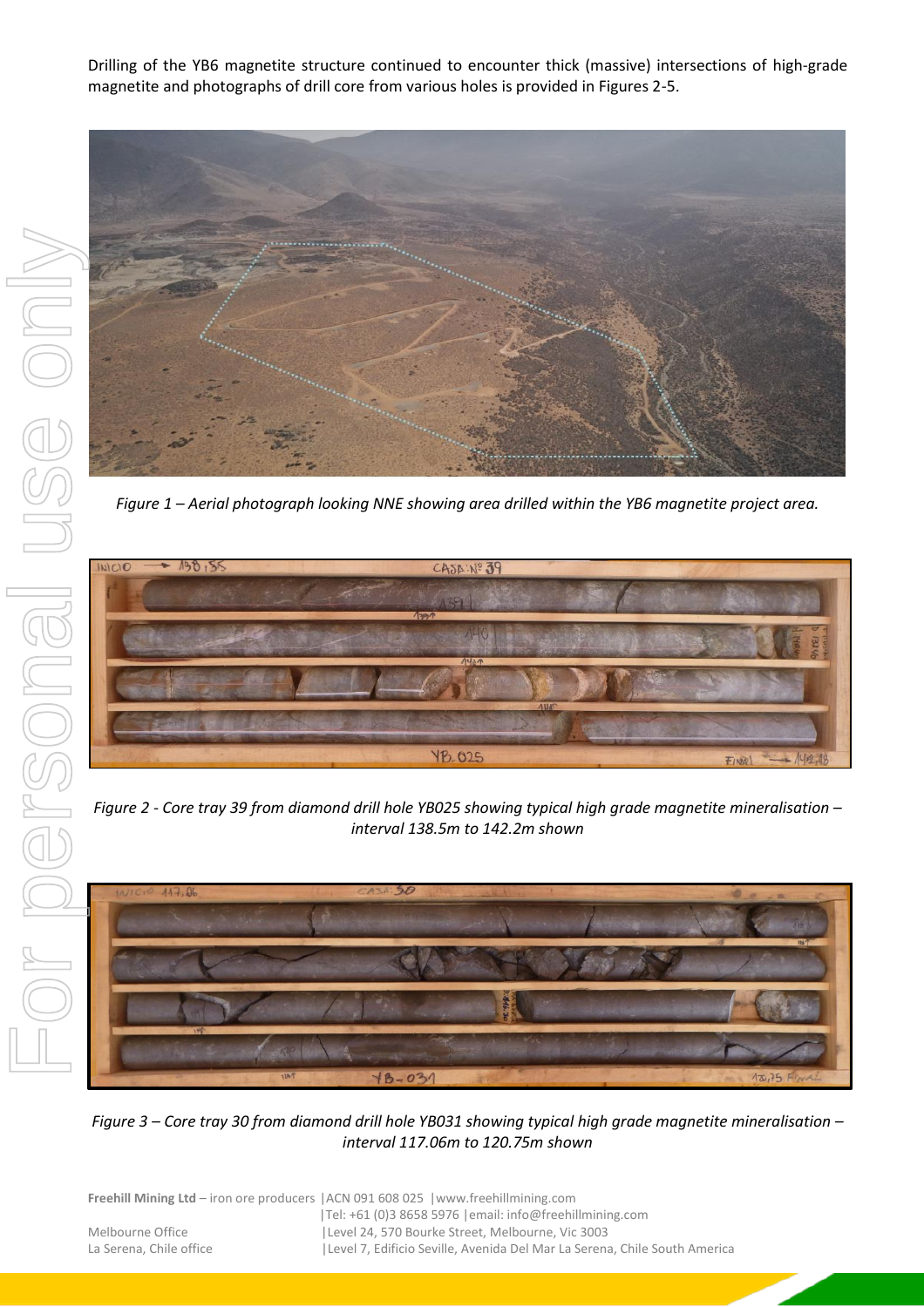Drilling of the YB6 magnetite structure continued to encounter thick (massive) intersections of high-grade magnetite and photographs of drill core from various holes is provided in Figures 2-5.

*Figure 1 – Aerial photograph looking NNE showing area drilled within the YB6 magnetite project area.*

*Figure 2 - Core tray 39 from diamond drill hole YB025 showing typical high grade magnetite mineralisation – interval 138.5m to 142.2m shown*

*Figure 3 – Core tray 30 from diamond drill hole YB031 showing typical high grade magnetite mineralisation – interval 117.06m to 120.75m shown*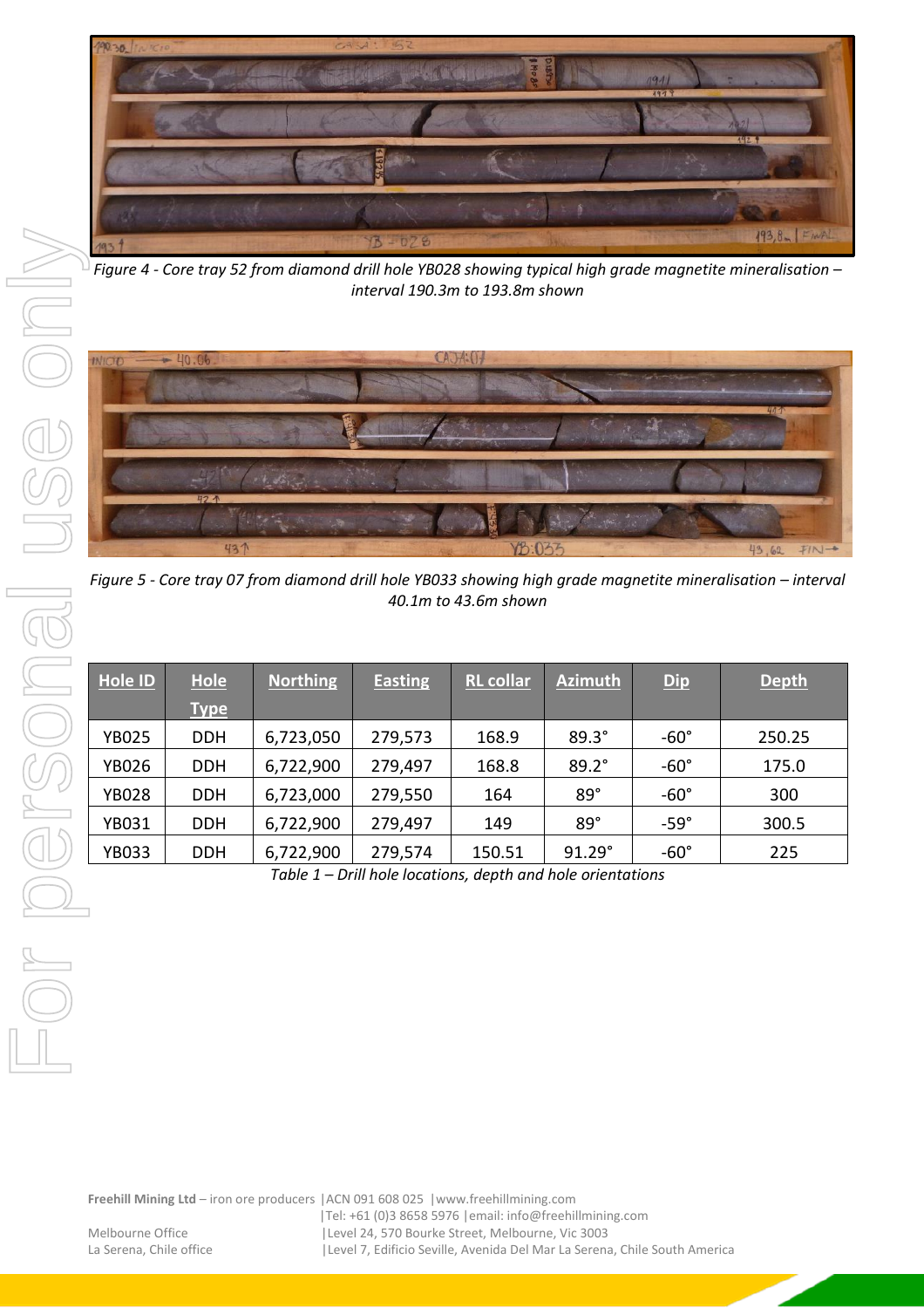*Figure 4 - Core tray 52 from diamond drill hole YB028 showing typical high grade magnetite mineralisation – interval 190.3m to 193.8m shown*

*Figure 5 - Core tray 07 from diamond drill hole YB033 showing high grade magnetite mineralisation – interval 40.1m to 43.6m shown*

| Hole ID | Hole Type | Northing | Easting | RL collar | Azimuth | Dip | Depth |
|---|---|---|---|---|---|---|---|
| YB025 | DDH | 6,723,050 | 279,573 | 168.9 | 89.3° | -60° | 250.25 |
| YB026 | DDH | 6,722,900 | 279,497 | 168.8 | 89.2° | -60° | 175.0 |
| YB028 | DDH | 6,723,000 | 279,550 | 164 | 89° | -60° | 300 |
| YB031 | DDH | 6,722,900 | 279,497 | 149 | 89° | -59° | 300.5 |
| YB033 | DDH | 6,722,900 | 279,574 | 150.51 | 91.29° | -60° | 225 |

*Table 1 – Drill hole locations, depth and hole orientations*

**Freehill Mining Ltd** – iron ore producers |ACN 091 608 025 |www.freehillmining.com
|Tel: +61 (0)3 8658 5976 |email: info@freehillmining.com
Melbourne Office |Level 24, 570 Bourke Street, Melbourne, Vic 3003
La Serena, Chile office |Level 7, Edificio Seville, Avenida Del Mar La Serena, Chile South America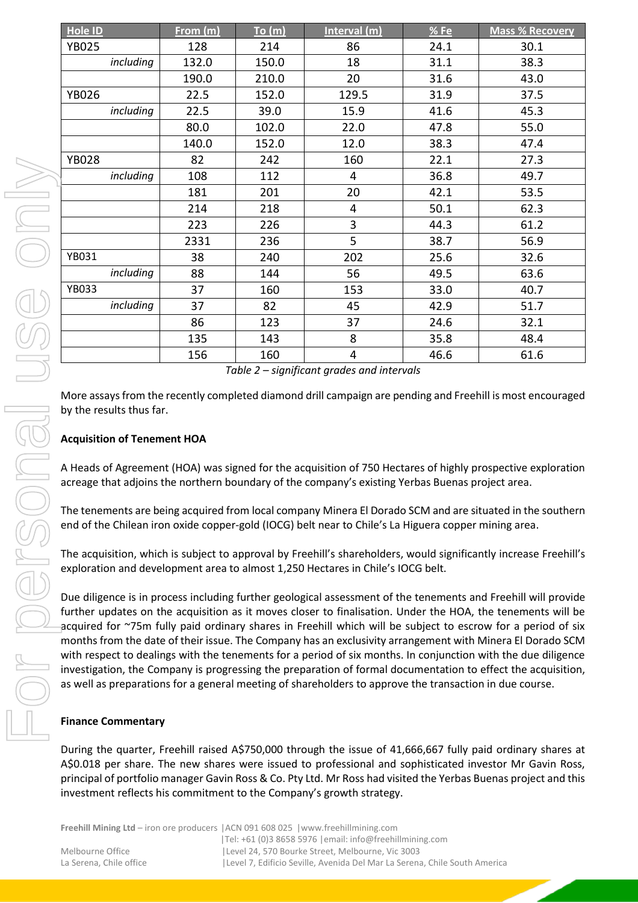| Hole ID | From (m) | To (m) | Interval (m) | % Fe | Mass % Recovery |
|---|---|---|---|---|---|
| YB025 | 128 | 214 | 86 | 24.1 | 30.1 |
| *including* | 132.0 | 150.0 | 18 | 31.1 | 38.3 |
| | 190.0 | 210.0 | 20 | 31.6 | 43.0 |
| YB026 | 22.5 | 152.0 | 129.5 | 31.9 | 37.5 |
| *including* | 22.5 | 39.0 | 15.9 | 41.6 | 45.3 |
| | 80.0 | 102.0 | 22.0 | 47.8 | 55.0 |
| | 140.0 | 152.0 | 12.0 | 38.3 | 47.4 |
| YB028 | 82 | 242 | 160 | 22.1 | 27.3 |
| *including* | 108 | 112 | 4 | 36.8 | 49.7 |
| | 181 | 201 | 20 | 42.1 | 53.5 |
| | 214 | 218 | 4 | 50.1 | 62.3 |
| | 223 | 226 | 3 | 44.3 | 61.2 |
| | 2331 | 236 | 5 | 38.7 | 56.9 |
| YB031 | 38 | 240 | 202 | 25.6 | 32.6 |
| *including* | 88 | 144 | 56 | 49.5 | 63.6 |
| YB033 | 37 | 160 | 153 | 33.0 | 40.7 |
| *including* | 37 | 82 | 45 | 42.9 | 51.7 |
| | 86 | 123 | 37 | 24.6 | 32.1 |
| | 135 | 143 | 8 | 35.8 | 48.4 |
| | 156 | 160 | 4 | 46.6 | 61.6 |

*Table 2 – significant grades and intervals*

More assays from the recently completed diamond drill campaign are pending and Freehill is most encouraged by the results thus far.

**Acquisition of Tenement HOA**

A Heads of Agreement (HOA) was signed for the acquisition of 750 Hectares of highly prospective exploration acreage that adjoins the northern boundary of the company's existing Yerbas Buenas project area.

The tenements are being acquired from local company Minera El Dorado SCM and are situated in the southern end of the Chilean iron oxide copper-gold (IOCG) belt near to Chile's La Higuera copper mining area.

The acquisition, which is subject to approval by Freehill's shareholders, would significantly increase Freehill's exploration and development area to almost 1,250 Hectares in Chile's IOCG belt.

Due diligence is in process including further geological assessment of the tenements and Freehill will provide further updates on the acquisition as it moves closer to finalisation. Under the HOA, the tenements will be acquired for ~75m fully paid ordinary shares in Freehill which will be subject to escrow for a period of six months from the date of their issue. The Company has an exclusivity arrangement with Minera El Dorado SCM with respect to dealings with the tenements for a period of six months. In conjunction with the due diligence investigation, the Company is progressing the preparation of formal documentation to effect the acquisition, as well as preparations for a general meeting of shareholders to approve the transaction in due course.

**Finance Commentary**

During the quarter, Freehill raised A$750,000 through the issue of 41,666,667 fully paid ordinary shares at A$0.018 per share. The new shares were issued to professional and sophisticated investor Mr Gavin Ross, principal of portfolio manager Gavin Ross & Co. Pty Ltd. Mr Ross had visited the Yerbas Buenas project and this investment reflects his commitment to the Company's growth strategy.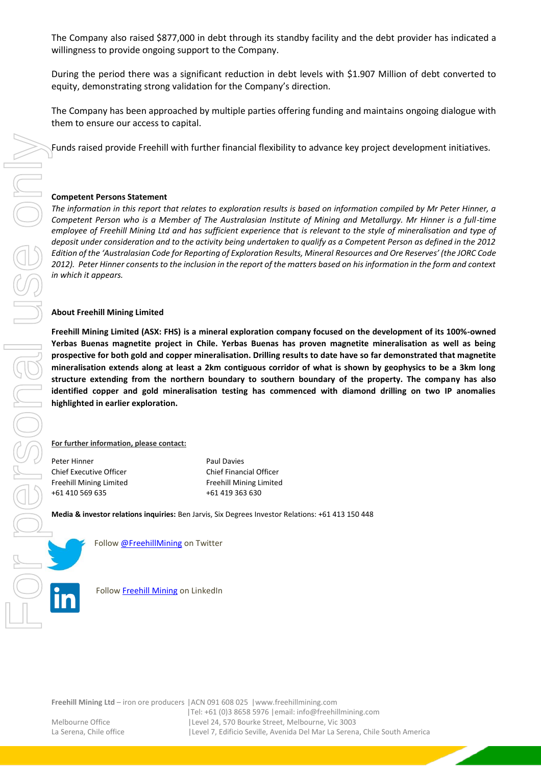The Company also raised $877,000 in debt through its standby facility and the debt provider has indicated a willingness to provide ongoing support to the Company.

During the period there was a significant reduction in debt levels with $1.907 Million of debt converted to equity, demonstrating strong validation for the Company's direction.

The Company has been approached by multiple parties offering funding and maintains ongoing dialogue with them to ensure our access to capital.

Funds raised provide Freehill with further financial flexibility to advance key project development initiatives.

**Competent Persons Statement**

*The information in this report that relates to exploration results is based on information compiled by Mr Peter Hinner, a Competent Person who is a Member of The Australasian Institute of Mining and Metallurgy. Mr Hinner is a full-time employee of Freehill Mining Ltd and has sufficient experience that is relevant to the style of mineralisation and type of deposit under consideration and to the activity being undertaken to qualify as a Competent Person as defined in the 2012 Edition of the 'Australasian Code for Reporting of Exploration Results, Mineral Resources and Ore Reserves' (the JORC Code 2012). Peter Hinner consents to the inclusion in the report of the matters based on his information in the form and context in which it appears.*

**About Freehill Mining Limited**

**Freehill Mining Limited (ASX: FHS) is a mineral exploration company focused on the development of its 100%-owned Yerbas Buenas magnetite project in Chile. Yerbas Buenas has proven magnetite mineralisation as well as being prospective for both gold and copper mineralisation. Drilling results to date have so far demonstrated that magnetite mineralisation extends along at least a 2km contiguous corridor of what is shown by geophysics to be a 3km long structure extending from the northern boundary to southern boundary of the property. The company has also identified copper and gold mineralisation testing has commenced with diamond drilling on two IP anomalies highlighted in earlier exploration.**

**For further information, please contact:**

Peter Hinner
Chief Executive Officer
Freehill Mining Limited
+61 410 569 635

Paul Davies
Chief Financial Officer
Freehill Mining Limited
+61 419 363 630

**Media & investor relations inquiries:** Ben Jarvis, Six Degrees Investor Relations: +61 413 150 448

Follow @FreehillMining on Twitter

Follow Freehill Mining on LinkedIn

**Freehill Mining Ltd** – iron ore producers |ACN 091 608 025 |www.freehillmining.com
|Tel: +61 (0)3 8658 5976 |email: info@freehillmining.com
Melbourne Office |Level 24, 570 Bourke Street, Melbourne, Vic 3003
La Serena, Chile office |Level 7, Edificio Seville, Avenida Del Mar La Serena, Chile South America